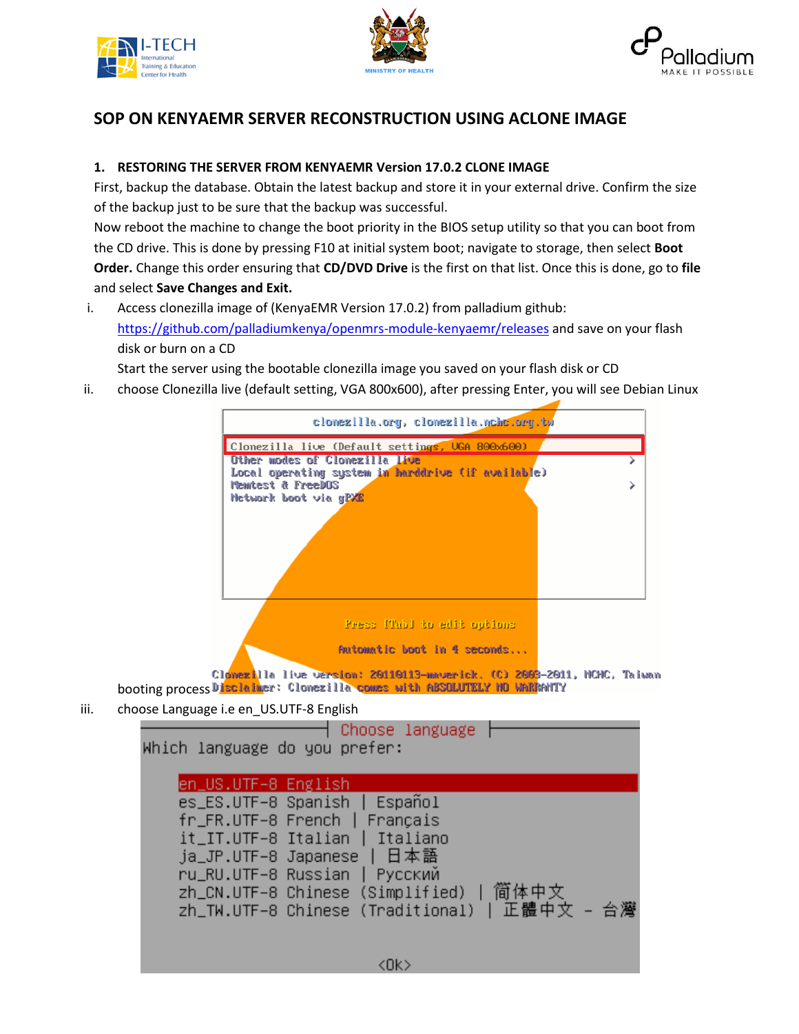# SOP ON KENYAEMR SERVER RECONSTRUCTION USING ACLONE IMAGE

## 1. RESTORING THE SERVER FROM KENYAEMR Version 17.0.2 CLONE IMAGE

First, backup the database. Obtain the latest backup and store it in your external drive. Confirm the size of the backup just to be sure that the backup was successful.

Now reboot the machine to change the boot priority in the BIOS setup utility so that you can boot from the CD drive. This is done by pressing F10 at initial system boot; navigate to storage, then select **Boot Order.** Change this order ensuring that **CD/DVD Drive** is the first on that list. Once this is done, go to **file** and select **Save Changes and Exit.**

i. Access clonezilla image of (KenyaEMR Version 17.0.2) from palladium github: https://github.com/palladiumkenya/openmrs-module-kenyaemr/releases and save on your flash disk or burn on a CD

   Start the server using the bootable clonezilla image you saved on your flash disk or CD

ii. choose Clonezilla live (default setting, VGA 800x600), after pressing Enter, you will see Debian Linux booting process

iii. choose Language i.e en_US.UTF-8 English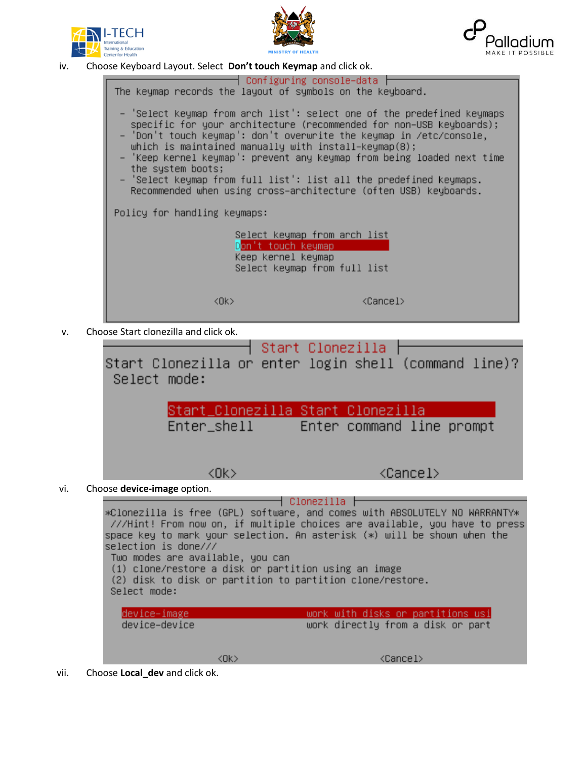iv. Choose Keyboard Layout. Select **Don’t touch Keymap** and click ok.

```
Configuring console-data

The keymap records the layout of symbols on the keyboard.

 - 'Select keymap from arch list': select one of the predefined keymaps
   specific for your architecture (recommended for non-USB keyboards);
 - 'Don't touch keymap': don't overwrite the keymap in /etc/console,
   which is maintained manually with install-keymap(8);
 - 'Keep kernel keymap': prevent any keymap from being loaded next time
   the system boots;
 - 'Select keymap from full list': list all the predefined keymaps.
   Recommended when using cross-architecture (often USB) keyboards.

Policy for handling keymaps:

                        Select keymap from arch list
                        Don't touch keymap
                        Keep kernel keymap
                        Select keymap from full list

                  <Ok>                          <Cancel>
```

v. Choose Start clonezilla and click ok.

```
Start Clonezilla

Start Clonezilla or enter login shell (command line)?
 Select mode:

       Start_Clonezilla Start Clonezilla
       Enter_shell      Enter command line prompt

          <Ok>                    <Cancel>
```

vi. Choose **device-image** option.

```
Clonezilla

*Clonezilla is free (GPL) software, and comes with ABSOLUTELY NO WARRANTY*
 ///Hint! From now on, if multiple choices are available, you have to press
space key to mark your selection. An asterisk (*) will be shown when the
selection is done///
 Two modes are available, you can
 (1) clone/restore a disk or partition using an image
 (2) disk to disk or partition to partition clone/restore.
 Select mode:

   device-image                       work with disks or partitions usi
   device-device                      work directly from a disk or part

                  <Ok>                          <Cancel>
```

vii. Choose **Local_dev** and click ok.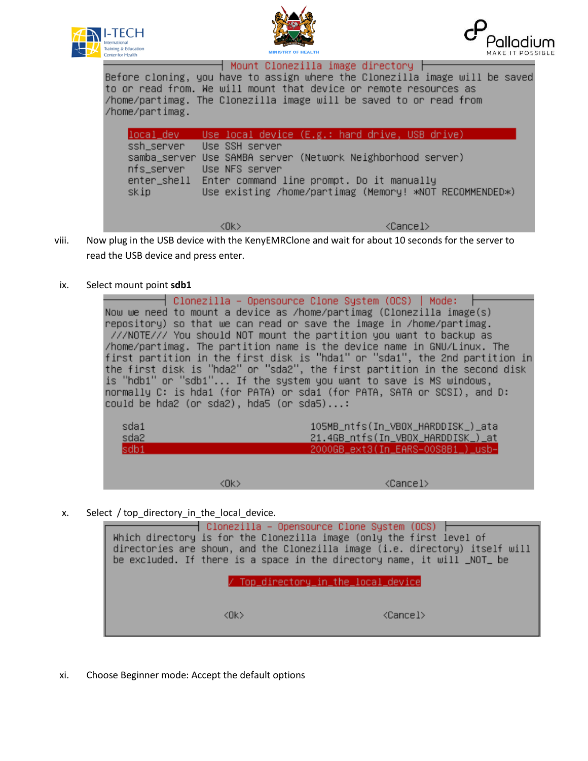```
              Mount Clonezilla image directory
Before cloning, you have to assign where the Clonezilla image will be saved
to or read from. We will mount that device or remote resources as
/home/partimag. The Clonezilla image will be saved to or read from
/home/partimag.

    local_dev     Use local device (E.g.: hard drive, USB drive)
    ssh_server    Use SSH server
    samba_server  Use SAMBA server (Network Neighborhood server)
    nfs_server    Use NFS server
    enter_shell   Enter command line prompt. Do it manually
    skip          Use existing /home/partimag (Memory! *NOT RECOMMENDED*)

                      <Ok>                              <Cancel>
```

viii. Now plug in the USB device with the KenyEMRClone and wait for about 10 seconds for the server to read the USB device and press enter.

ix. Select mount point **sdb1**

```
        Clonezilla - Opensource Clone System (OCS) | Mode:
Now we need to mount a device as /home/partimag (Clonezilla image(s)
repository) so that we can read or save the image in /home/partimag.
 ///NOTE/// You should NOT mount the partition you want to backup as
/home/partimag. The partition name is the device name in GNU/Linux. The
first partition in the first disk is "hda1" or "sda1", the 2nd partition in
the first disk is "hda2" or "sda2", the first partition in the second disk
is "hdb1" or "sdb1"... If the system you want to save is MS windows,
normally C: is hda1 (for PATA) or sda1 (for PATA, SATA or SCSI), and D:
could be hda2 (or sda2), hda5 (or sda5)...:

   sda1                         105MB_ntfs(In_VBOX_HARDDISK_)_ata
   sda2                         21.4GB_ntfs(In_VBOX_HARDDISK_)_at
   sdb1                         2000GB_ext3(In_EARS-00S8B1_)_usb-

                      <Ok>                              <Cancel>
```

x. Select / top_directory_in_the_local_device.

```
              Clonezilla - Opensource Clone System (OCS)
  Which directory is for the Clonezilla image (only the first level of
  directories are shown, and the Clonezilla image (i.e. directory) itself will
  be excluded. If there is a space in the directory name, it will _NOT_ be

                  / Top_directory_in_the_local_device

                      <Ok>                              <Cancel>
```

xi. Choose Beginner mode: Accept the default options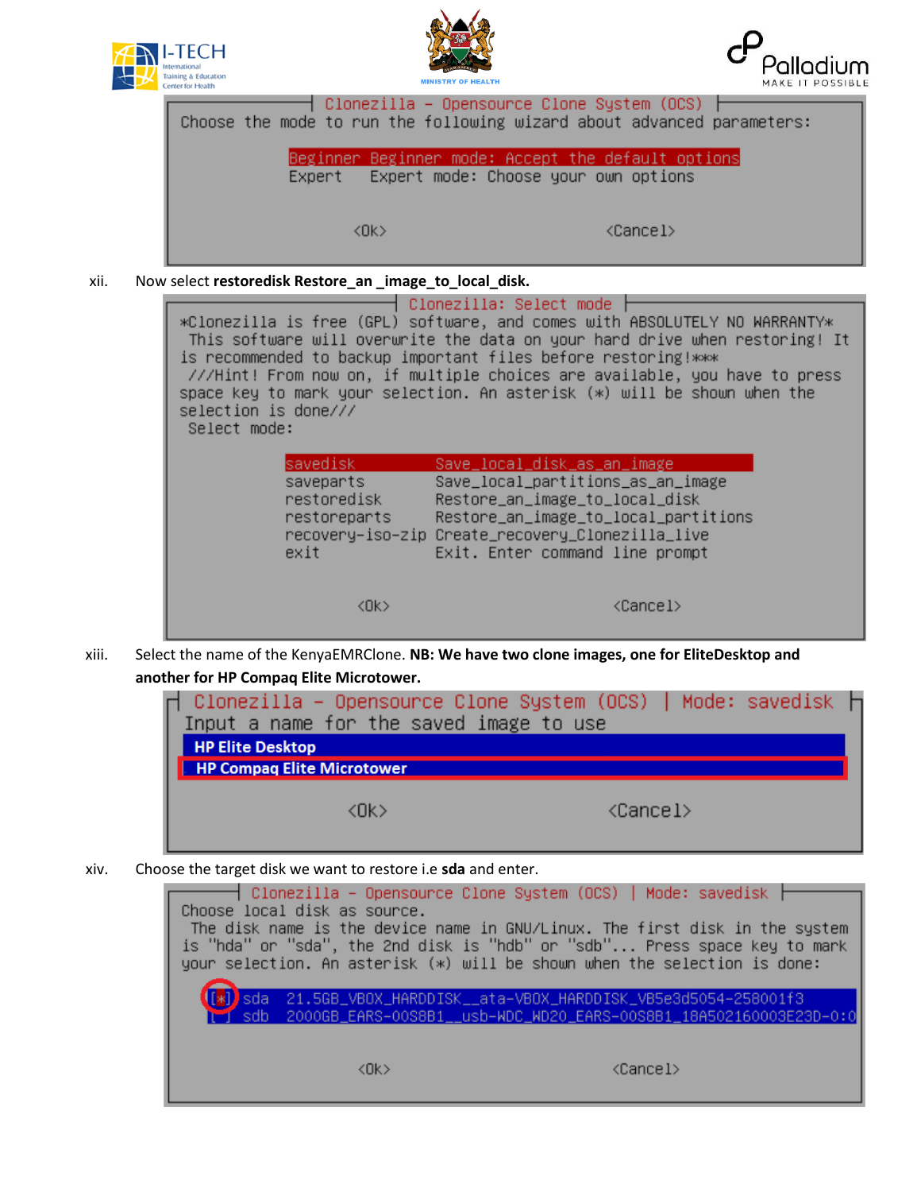```
Clonezilla - Opensource Clone System (OCS)
Choose the mode to run the following wizard about advanced parameters:

Beginner Beginner mode: Accept the default options
Expert   Expert mode: Choose your own options

<Ok>                                <Cancel>
```

xii. Now select **restoredisk Restore_an _image_to_local_disk.**

```
Clonezilla: Select mode
*Clonezilla is free (GPL) software, and comes with ABSOLUTELY NO WARRANTY*
 This software will overwrite the data on your hard drive when restoring! It
is recommended to backup important files before restoring!***
 ///Hint! From now on, if multiple choices are available, you have to press
space key to mark your selection. An asterisk (*) will be shown when the
selection is done///
 Select mode:

savedisk          Save_local_disk_as_an_image
saveparts         Save_local_partitions_as_an_image
restoredisk       Restore_an_image_to_local_disk
restoreparts      Restore_an_image_to_local_partitions
recovery-iso-zip  Create_recovery_Clonezilla_live
exit              Exit. Enter command line prompt

<Ok>                                <Cancel>
```

xiii. Select the name of the KenyaEMRClone. **NB: We have two clone images, one for EliteDesktop and another for HP Compaq Elite Microtower.**

```
Clonezilla - Opensource Clone System (OCS) | Mode: savedisk
Input a name for the saved image to use
HP Elite Desktop
HP Compaq Elite Microtower

<Ok>                                <Cancel>
```

xiv. Choose the target disk we want to restore i.e **sda** and enter.

```
Clonezilla - Opensource Clone System (OCS) | Mode: savedisk
Choose local disk as source.
 The disk name is the device name in GNU/Linux. The first disk in the system
is "hda" or "sda", the 2nd disk is "hdb" or "sdb"... Press space key to mark
your selection. An asterisk (*) will be shown when the selection is done:

[*] sda  21.5GB_VBOX_HARDDISK__ata-VBOX_HARDDISK_VB5e3d5054-258001f3
[ ] sdb  2000GB_EARS-00S8B1__usb-WDC_WD20_EARS-00S8B1_18A502160003E23D-0:0

<Ok>                                <Cancel>
```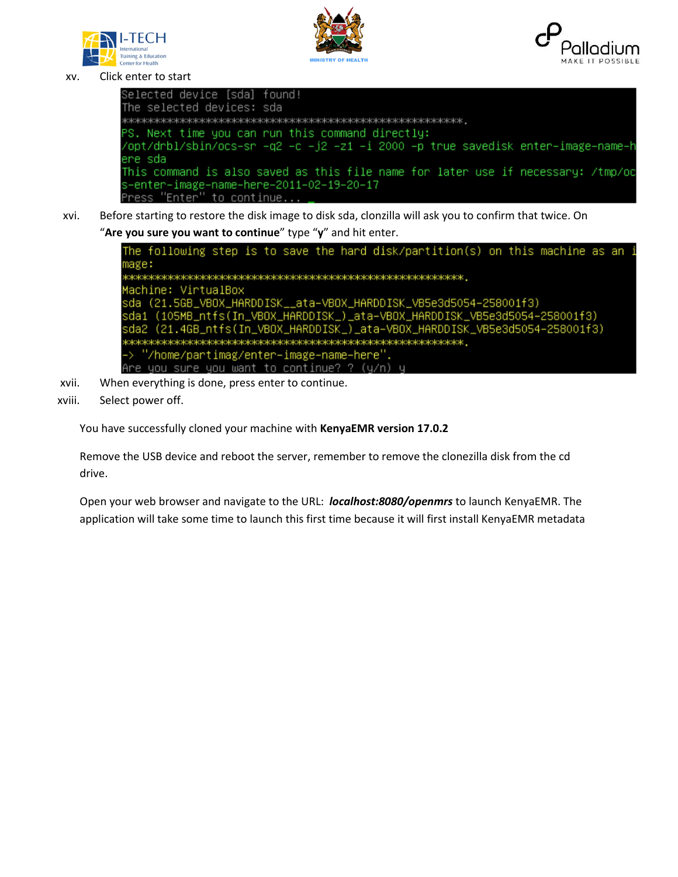xv. Click enter to start

```
Selected device [sda] found!
The selected devices: sda
*****************************************************************.
PS. Next time you can run this command directly:
/opt/drbl/sbin/ocs-sr -q2 -c -j2 -z1 -i 2000 -p true savedisk enter-image-name-h
ere sda
This command is also saved as this file name for later use if necessary: /tmp/oc
s-enter-image-name-here-2011-02-19-20-17
Press "Enter" to continue..._
```

xvi. Before starting to restore the disk image to disk sda, clonzilla will ask you to confirm that twice. On "**Are you sure you want to continue**" type "**y**" and hit enter.

```
The following step is to save the hard disk/partition(s) on this machine as an i
mage:
*****************************************************************.
Machine: VirtualBox
sda (21.5GB_VBOX_HARDDISK__ata-VBOX_HARDDISK_VB5e3d5054-258001f3)
sda1 (105MB_ntfs(In_VBOX_HARDDISK_)_ata-VBOX_HARDDISK_VB5e3d5054-258001f3)
sda2 (21.4GB_ntfs(In_VBOX_HARDDISK_)_ata-VBOX_HARDDISK_VB5e3d5054-258001f3)
*****************************************************************.
-> "/home/partimag/enter-image-name-here".
Are you sure you want to continue? ? (y/n) y
```

xvii. When everything is done, press enter to continue.

xviii. Select power off.

You have successfully cloned your machine with **KenyaEMR version 17.0.2**

Remove the USB device and reboot the server, remember to remove the clonezilla disk from the cd drive.

Open your web browser and navigate to the URL: ***localhost:8080/openmrs*** to launch KenyaEMR. The application will take some time to launch this first time because it will first install KenyaEMR metadata